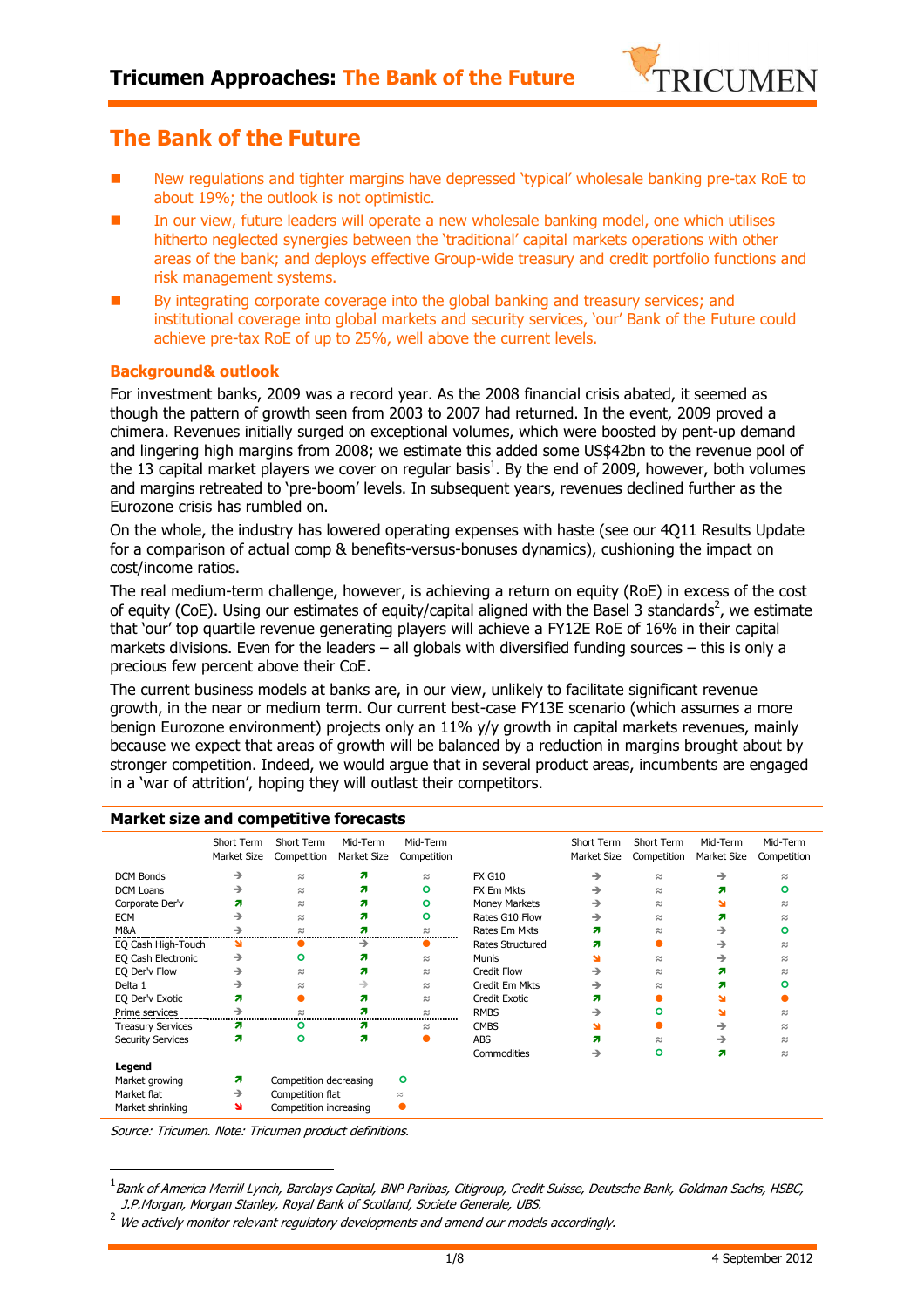# The Bank of the Future

- New regulations and tighter margins have depressed 'typical' wholesale banking pre-tax RoE to about 19%; the outlook is not optimistic.
- In our view, future leaders will operate a new wholesale banking model, one which utilises hitherto neglected synergies between the 'traditional' capital markets operations with other areas of the bank; and deploys effective Group-wide treasury and credit portfolio functions and risk management systems.
- By integrating corporate coverage into the global banking and treasury services; and institutional coverage into global markets and security services, 'our' Bank of the Future could achieve pre-tax RoE of up to 25%, well above the current levels.

### Background& outlook

For investment banks, 2009 was a record year. As the 2008 financial crisis abated, it seemed as though the pattern of growth seen from 2003 to 2007 had returned. In the event, 2009 proved a chimera. Revenues initially surged on exceptional volumes, which were boosted by pent-up demand and lingering high margins from 2008; we estimate this added some US$42bn to the revenue pool of the 13 capital market players we cover on regular basis[1]. By the end of 2009, however, both volumes and margins retreated to 'pre-boom' levels. In subsequent years, revenues declined further as the Eurozone crisis has rumbled on.

On the whole, the industry has lowered operating expenses with haste (see our 4Q11 Results Update for a comparison of actual comp & benefits-versus-bonuses dynamics), cushioning the impact on cost/income ratios.

The real medium-term challenge, however, is achieving a return on equity (RoE) in excess of the cost of equity (CoE). Using our estimates of equity/capital aligned with the Basel 3 standards[2], we estimate that 'our' top quartile revenue generating players will achieve a FY12E RoE of 16% in their capital markets divisions. Even for the leaders – all globals with diversified funding sources – this is only a precious few percent above their CoE.

The current business models at banks are, in our view, unlikely to facilitate significant revenue growth, in the near or medium term. Our current best-case FY13E scenario (which assumes a more benign Eurozone environment) projects only an 11% y/y growth in capital markets revenues, mainly because we expect that areas of growth will be balanced by a reduction in margins brought about by stronger competition. Indeed, we would argue that in several product areas, incumbents are engaged in a 'war of attrition', hoping they will outlast their competitors.

**Market size and competitive forecasts**

| | Short Term Market Size | Short Term Competition | Mid-Term Market Size | Mid-Term Competition | | Short Term Market Size | Short Term Competition | Mid-Term Market Size | Mid-Term Competition |
|---|---|---|---|---|---|---|---|---|---|
| DCM Bonds | → | ≈ | ↗ | ≈ | FX G10 | → | ≈ | → | ≈ |
| DCM Loans | → | ≈ | ↗ | o | FX Em Mkts | → | ≈ | ↗ | o |
| Corporate Der'v | ↗ | ≈ | ↗ | o | Money Markets | → | ≈ | ↘ | ≈ |
| ECM | → | ≈ | ↗ | o | Rates G10 Flow | → | ≈ | ↗ | ≈ |
| M&A | → | ≈ | ↗ | ≈ | Rates Em Mkts | ↗ | ≈ | → | o |
| EQ Cash High-Touch | ↘ | ● | → | ● | Rates Structured | ↗ | ● | → | ≈ |
| EQ Cash Electronic | → | o | ↗ | ≈ | Munis | ↘ | ≈ | → | ≈ |
| EQ Der'v Flow | → | ≈ | ↗ | ≈ | Credit Flow | → | ≈ | ↗ | ≈ |
| Delta 1 | → | ≈ | → | ≈ | Credit Em Mkts | → | ≈ | ↗ | o |
| EQ Der'v Exotic | ↗ | ● | ↗ | ≈ | Credit Exotic | ↗ | ● | ↘ | ● |
| Prime services | → | ≈ | ↗ | ≈ | RMBS | → | o | ↘ | ≈ |
| Treasury Services | ↗ | o | ↗ | ≈ | CMBS | ↘ | ● | → | ≈ |
| Security Services | ↗ | o | ↗ | ● | ABS | ↗ | ≈ | → | ≈ |
| | | | | | Commodities | → | o | ↗ | ≈ |

**Legend**

| | | | |
|---|---|---|---|
| Market growing | ↗ | Competition decreasing | o |
| Market flat | → | Competition flat | ≈ |
| Market shrinking | ↘ | Competition increasing | ● |

*Source: Tricumen. Note: Tricumen product definitions.*

---

[1] *Bank of America Merrill Lynch, Barclays Capital, BNP Paribas, Citigroup, Credit Suisse, Deutsche Bank, Goldman Sachs, HSBC, J.P.Morgan, Morgan Stanley, Royal Bank of Scotland, Societe Generale, UBS.*

[2] *We actively monitor relevant regulatory developments and amend our models accordingly.*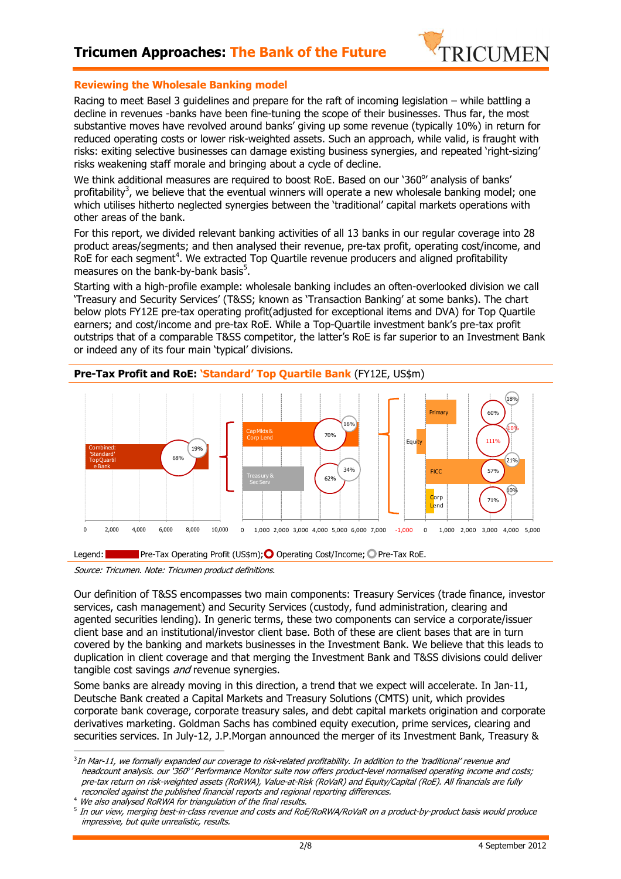## Reviewing the Wholesale Banking model

Racing to meet Basel 3 guidelines and prepare for the raft of incoming legislation – while battling a decline in revenues -banks have been fine-tuning the scope of their businesses. Thus far, the most substantive moves have revolved around banks' giving up some revenue (typically 10%) in return for reduced operating costs or lower risk-weighted assets. Such an approach, while valid, is fraught with risks: exiting selective businesses can damage existing business synergies, and repeated 'right-sizing' risks weakening staff morale and bringing about a cycle of decline.

We think additional measures are required to boost RoE. Based on our '360°' analysis of banks' profitability[3], we believe that the eventual winners will operate a new wholesale banking model; one which utilises hitherto neglected synergies between the 'traditional' capital markets operations with other areas of the bank.

For this report, we divided relevant banking activities of all 13 banks in our regular coverage into 28 product areas/segments; and then analysed their revenue, pre-tax profit, operating cost/income, and RoE for each segment[4]. We extracted Top Quartile revenue producers and aligned profitability measures on the bank-by-bank basis[5].

Starting with a high-profile example: wholesale banking includes an often-overlooked division we call 'Treasury and Security Services' (T&SS; known as 'Transaction Banking' at some banks). The chart below plots FY12E pre-tax operating profit(adjusted for exceptional items and DVA) for Top Quartile earners; and cost/income and pre-tax RoE. While a Top-Quartile investment bank's pre-tax profit outstrips that of a comparable T&SS competitor, the latter's RoE is far superior to an Investment Bank or indeed any of its four main 'typical' divisions.

**Pre-Tax Profit and RoE: 'Standard' Top Quartile Bank** (FY12E, US$m)

| Segment | Operating Cost/Income | Pre-Tax RoE |
|---|---|---|
| Combined: 'Standard' Top Quartile Bank | 68% | 19% |
| CapMkts & Corp Lend | 70% | 16% |
| Treasury & Sec Serv | 62% | 34% |
| Primary | 60% | 18% |
| Equity | 111% | -10% |
| FICC | 57% | 21% |
| Corp Lend | 71% | 10% |

Legend: Pre-Tax Operating Profit (US$m); Operating Cost/Income; Pre-Tax RoE.

*Source: Tricumen. Note: Tricumen product definitions.*

Our definition of T&SS encompasses two main components: Treasury Services (trade finance, investor services, cash management) and Security Services (custody, fund administration, clearing and agented securities lending). In generic terms, these two components can service a corporate/issuer client base and an institutional/investor client base. Both of these are client bases that are in turn covered by the banking and markets businesses in the Investment Bank. We believe that this leads to duplication in client coverage and that merging the Investment Bank and T&SS divisions could deliver tangible cost savings *and* revenue synergies.

Some banks are already moving in this direction, a trend that we expect will accelerate. In Jan-11, Deutsche Bank created a Capital Markets and Treasury Solutions (CMTS) unit, which provides corporate bank coverage, corporate treasury sales, and debt capital markets origination and corporate derivatives marketing. Goldman Sachs has combined equity execution, prime services, clearing and securities services. In July-12, J.P.Morgan announced the merger of its Investment Bank, Treasury &

---

[3] *In Mar-11, we formally expanded our coverage to risk-related profitability. In addition to the 'traditional' revenue and headcount analysis. our '360°' Performance Monitor suite now offers product-level normalised operating income and costs; pre-tax return on risk-weighted assets (RoRWA), Value-at-Risk (RoVaR) and Equity/Capital (RoE). All financials are fully reconciled against the published financial reports and regional reporting differences.*

[4] *We also analysed RoRWA for triangulation of the final results.*

[5] *In our view, merging best-in-class revenue and costs and RoE/RoRWA/RoVaR on a product-by-product basis would produce impressive, but quite unrealistic, results.*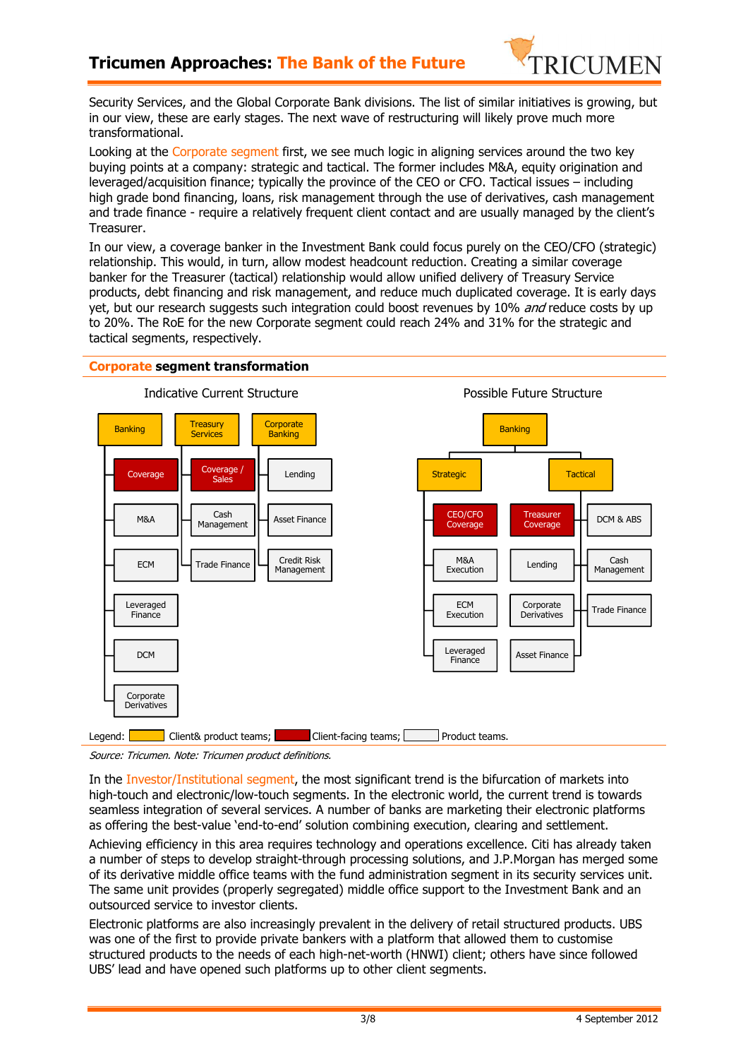Security Services, and the Global Corporate Bank divisions. The list of similar initiatives is growing, but in our view, these are early stages. The next wave of restructuring will likely prove much more transformational.

Looking at the Corporate segment first, we see much logic in aligning services around the two key buying points at a company: strategic and tactical. The former includes M&A, equity origination and leveraged/acquisition finance; typically the province of the CEO or CFO. Tactical issues – including high grade bond financing, loans, risk management through the use of derivatives, cash management and trade finance - require a relatively frequent client contact and are usually managed by the client's Treasurer.

In our view, a coverage banker in the Investment Bank could focus purely on the CEO/CFO (strategic) relationship. This would, in turn, allow modest headcount reduction. Creating a similar coverage banker for the Treasurer (tactical) relationship would allow unified delivery of Treasury Service products, debt financing and risk management, and reduce much duplicated coverage. It is early days yet, but our research suggests such integration could boost revenues by 10% *and* reduce costs by up to 20%. The RoE for the new Corporate segment could reach 24% and 31% for the strategic and tactical segments, respectively.

**Corporate segment transformation**

Indicative Current Structure

| Banking | Treasury Services | Corporate Banking |
|---|---|---|
| Coverage | Coverage / Sales | Lending |
| M&A | Cash Management | Asset Finance |
| ECM | Trade Finance | Credit Risk Management |
| Leveraged Finance | | |
| DCM | | |
| Corporate Derivatives | | |

Possible Future Structure

Banking

| Strategic | Tactical | |
|---|---|---|
| CEO/CFO Coverage | Treasurer Coverage | DCM & ABS |
| M&A Execution | Lending | Cash Management |
| ECM Execution | Corporate Derivatives | Trade Finance |
| Leveraged Finance | Asset Finance | |

Legend: Client& product teams; Client-facing teams; Product teams.

*Source: Tricumen. Note: Tricumen product definitions.*

In the Investor/Institutional segment, the most significant trend is the bifurcation of markets into high-touch and electronic/low-touch segments. In the electronic world, the current trend is towards seamless integration of several services. A number of banks are marketing their electronic platforms as offering the best-value 'end-to-end' solution combining execution, clearing and settlement.

Achieving efficiency in this area requires technology and operations excellence. Citi has already taken a number of steps to develop straight-through processing solutions, and J.P.Morgan has merged some of its derivative middle office teams with the fund administration segment in its security services unit. The same unit provides (properly segregated) middle office support to the Investment Bank and an outsourced service to investor clients.

Electronic platforms are also increasingly prevalent in the delivery of retail structured products. UBS was one of the first to provide private bankers with a platform that allowed them to customise structured products to the needs of each high-net-worth (HNWI) client; others have since followed UBS' lead and have opened such platforms up to other client segments.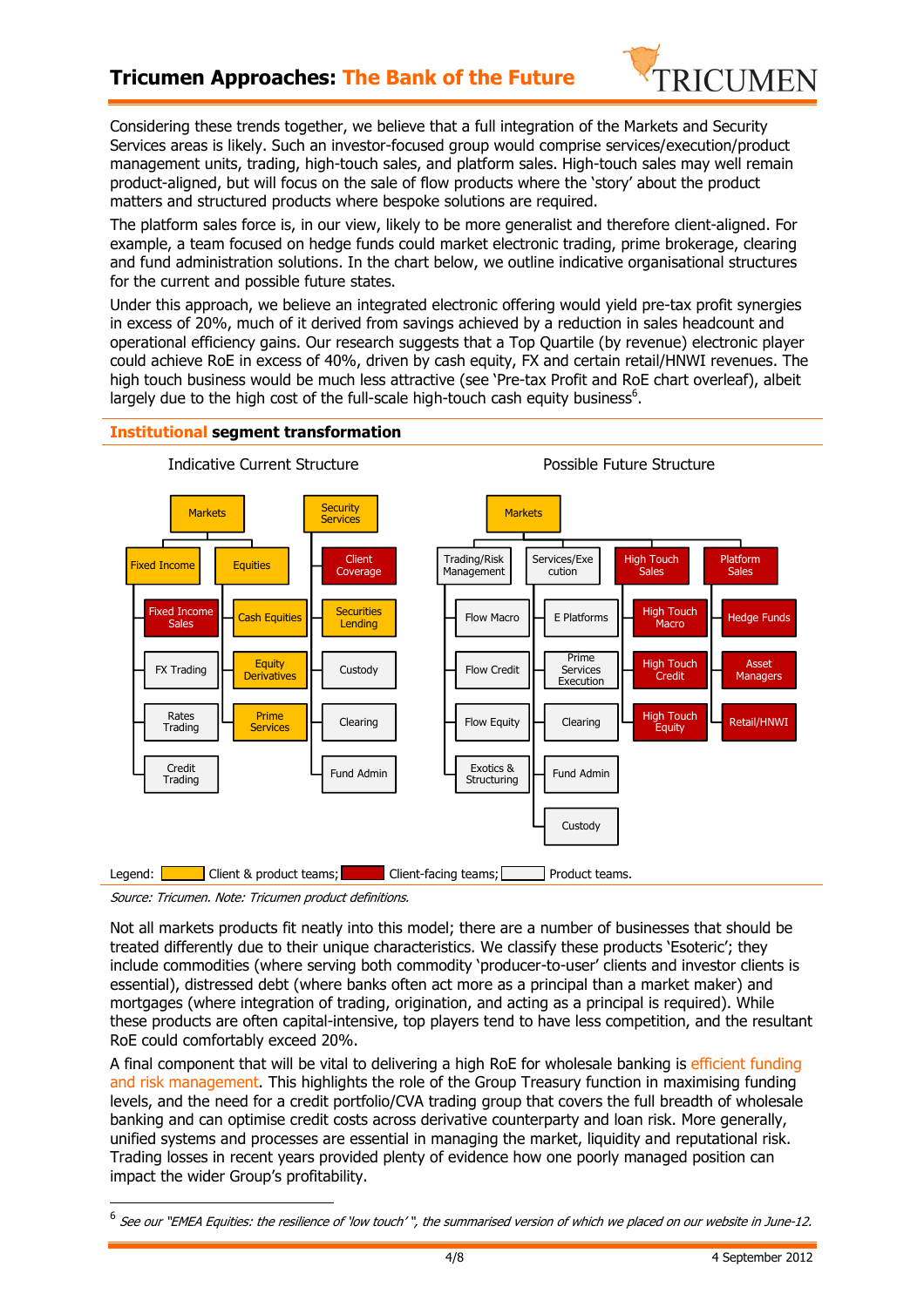Considering these trends together, we believe that a full integration of the Markets and Security Services areas is likely. Such an investor-focused group would comprise services/execution/product management units, trading, high-touch sales, and platform sales. High-touch sales may well remain product-aligned, but will focus on the sale of flow products where the 'story' about the product matters and structured products where bespoke solutions are required.

The platform sales force is, in our view, likely to be more generalist and therefore client-aligned. For example, a team focused on hedge funds could market electronic trading, prime brokerage, clearing and fund administration solutions. In the chart below, we outline indicative organisational structures for the current and possible future states.

Under this approach, we believe an integrated electronic offering would yield pre-tax profit synergies in excess of 20%, much of it derived from savings achieved by a reduction in sales headcount and operational efficiency gains. Our research suggests that a Top Quartile (by revenue) electronic player could achieve RoE in excess of 40%, driven by cash equity, FX and certain retail/HNWI revenues. The high touch business would be much less attractive (see 'Pre-tax Profit and RoE chart overleaf), albeit largely due to the high cost of the full-scale high-touch cash equity business[6].

## Institutional segment transformation

**Indicative Current Structure**

- Markets
  - Fixed Income
    - Fixed Income Sales
    - FX Trading
    - Rates Trading
    - Credit Trading
  - Equities
    - Cash Equities
    - Equity Derivatives
    - Prime Services
- Security Services
  - Client Coverage
  - Securities Lending
  - Custody
  - Clearing
  - Fund Admin

**Possible Future Structure**

- Markets
  - Trading/Risk Management
    - Flow Macro
    - Flow Credit
    - Flow Equity
    - Exotics & Structuring
  - Services/Execution
    - E Platforms
    - Prime Services Execution
    - Clearing
    - Fund Admin
    - Custody
  - High Touch Sales
    - High Touch Macro
    - High Touch Credit
    - High Touch Equity
  - Platform Sales
    - Hedge Funds
    - Asset Managers
    - Retail/HNWI

Legend: Client & product teams; Client-facing teams; Product teams.

*Source: Tricumen. Note: Tricumen product definitions.*

Not all markets products fit neatly into this model; there are a number of businesses that should be treated differently due to their unique characteristics. We classify these products 'Esoteric'; they include commodities (where serving both commodity 'producer-to-user' clients and investor clients is essential), distressed debt (where banks often act more as a principal than a market maker) and mortgages (where integration of trading, origination, and acting as a principal is required). While these products are often capital-intensive, top players tend to have less competition, and the resultant RoE could comfortably exceed 20%.

A final component that will be vital to delivering a high RoE for wholesale banking is efficient funding and risk management. This highlights the role of the Group Treasury function in maximising funding levels, and the need for a credit portfolio/CVA trading group that covers the full breadth of wholesale banking and can optimise credit costs across derivative counterparty and loan risk. More generally, unified systems and processes are essential in managing the market, liquidity and reputational risk. Trading losses in recent years provided plenty of evidence how one poorly managed position can impact the wider Group's profitability.

---

[6] *See our "EMEA Equities: the resilience of 'low touch' ", the summarised version of which we placed on our website in June-12.*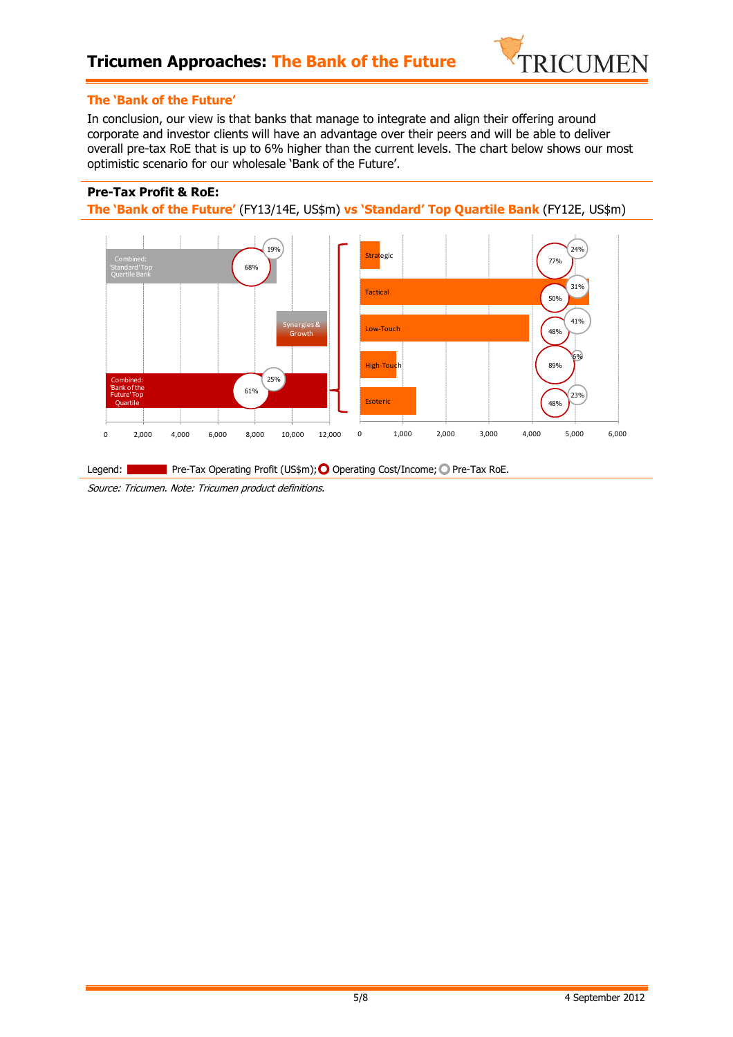## The 'Bank of the Future'

In conclusion, our view is that banks that manage to integrate and align their offering around corporate and investor clients will have an advantage over their peers and will be able to deliver overall pre-tax RoE that is up to 6% higher than the current levels. The chart below shows our most optimistic scenario for our wholesale 'Bank of the Future'.

**Pre-Tax Profit & RoE:**

**The 'Bank of the Future'** (FY13/14E, US$m) **vs 'Standard' Top Quartile Bank** (FY12E, US$m)

| | Operating Cost/Income | Pre-Tax RoE |
|---|---|---|
| Combined: 'Standard' Top Quartile Bank | 68% | 19% |
| Synergies & Growth | | |
| Combined: 'Bank of the Future' Top Quartile | 61% | 25% |
| Strategic | 77% | 24% |
| Tactical | 50% | 31% |
| Low-Touch | 48% | 41% |
| High-Touch | 89% | 6% |
| Esoteric | 48% | 23% |

Legend: Pre-Tax Operating Profit (US$m); Operating Cost/Income; Pre-Tax RoE.

*Source: Tricumen. Note: Tricumen product definitions.*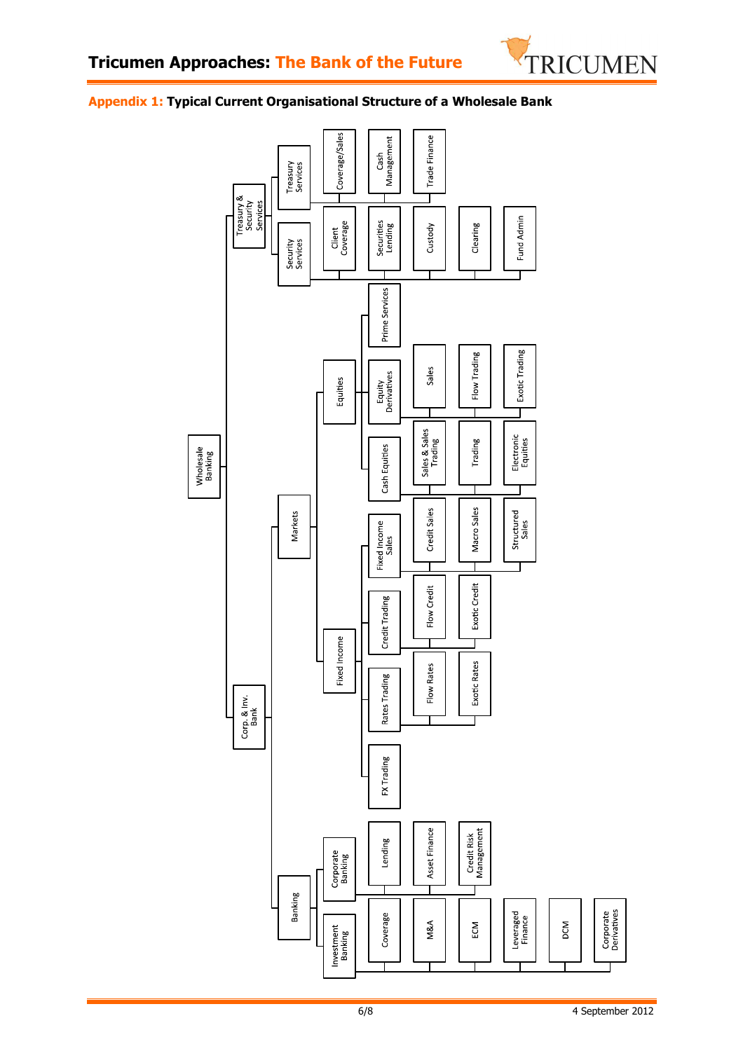## Appendix 1: Typical Current Organisational Structure of a Wholesale Bank

- Wholesale Banking
  - Treasury & Security Services
    - Treasury Services
      - Coverage/Sales
      - Cash Management
      - Trade Finance
    - Security Services
      - Client Coverage
      - Securities Lending
      - Custody
      - Clearing
      - Fund Admin
  - Corp. & Inv. Bank
    - Markets
      - Equities
        - Prime Services
        - Equity Derivatives
          - Sales
          - Flow Trading
          - Exotic Trading
        - Cash Equities
          - Sales & Sales Trading
          - Trading
          - Electronic Equities
      - Fixed Income
        - Fixed Income Sales
          - Credit Sales
          - Macro Sales
          - Structured Sales
        - Credit Trading
          - Flow Credit
          - Exotic Credit
        - Rates Trading
          - Flow Rates
          - Exotic Rates
        - FX Trading
    - Banking
      - Corporate Banking
        - Lending
        - Asset Finance
        - Credit Risk Management
      - Investment Banking
        - Coverage
        - M&A
        - ECM
        - Leveraged Finance
        - DCM
        - Corporate Derivatives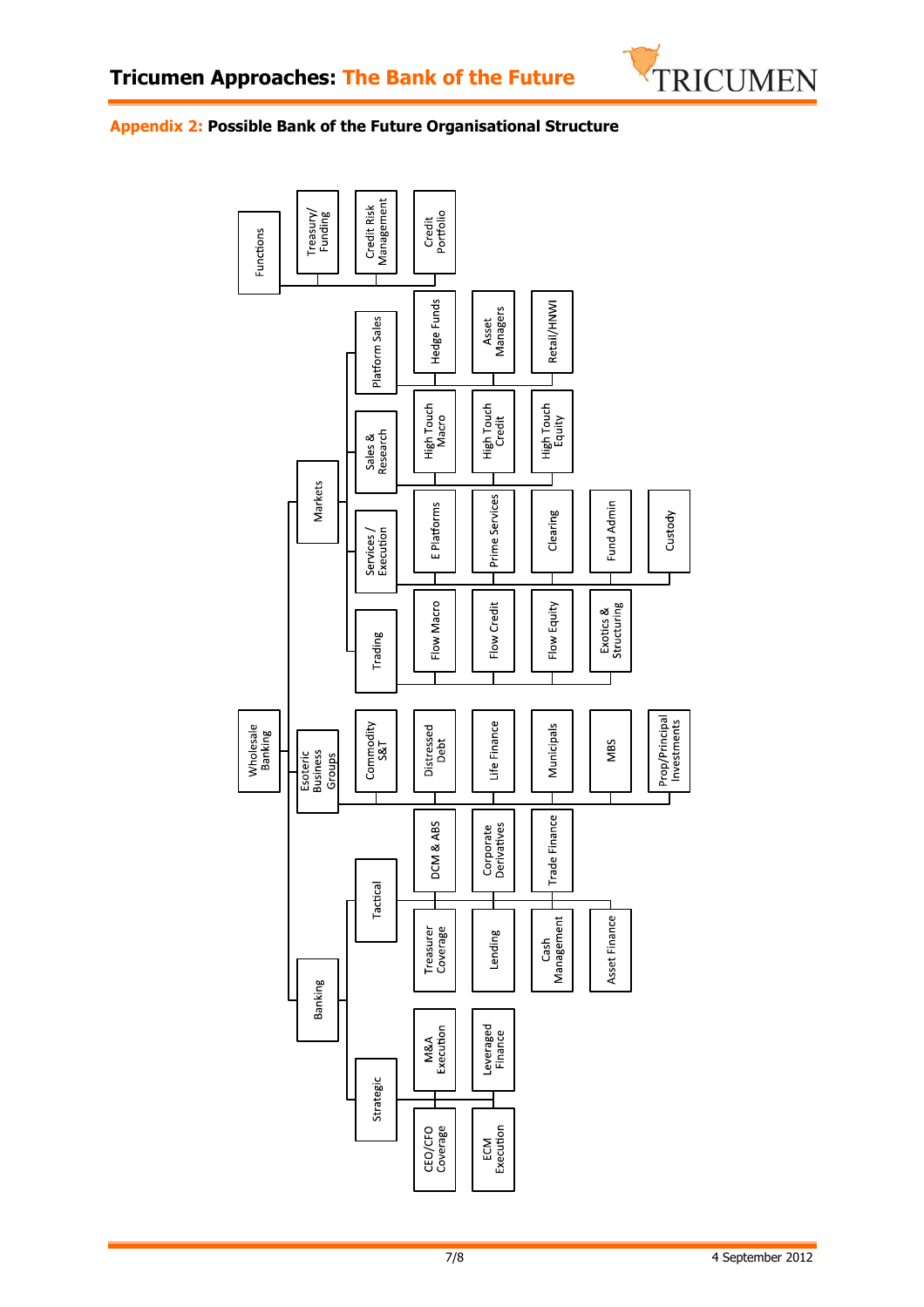## Appendix 2: Possible Bank of the Future Organisational Structure

- Wholesale Banking
  - Markets
    - Platform Sales
      - Hedge Funds
      - Asset Managers
      - Retail/HNWI
    - Sales & Research
      - High Touch Macro
      - High Touch Credit
      - High Touch Equity
    - Services / Execution
      - E Platforms
      - Prime Services
      - Clearing
      - Fund Admin
      - Custody
    - Trading
      - Flow Macro
      - Flow Credit
      - Flow Equity
      - Exotics & Structuring
  - Esoteric Business Groups
    - Commodity S&T
    - Distressed Debt
    - Life Finance
    - Municipals
    - MBS
    - Prop/Principal Investments
  - Banking
    - Tactical
      - DCM & ABS
      - Corporate Derivatives
      - Trade Finance
      - Treasurer Coverage
      - Lending
      - Cash Management
      - Asset Finance
    - Strategic
      - M&A Execution
      - Leveraged Finance
      - CEO/CFO Coverage
      - ECM Execution
- Functions
  - Treasury/ Funding
  - Credit Risk Management
  - Credit Portfolio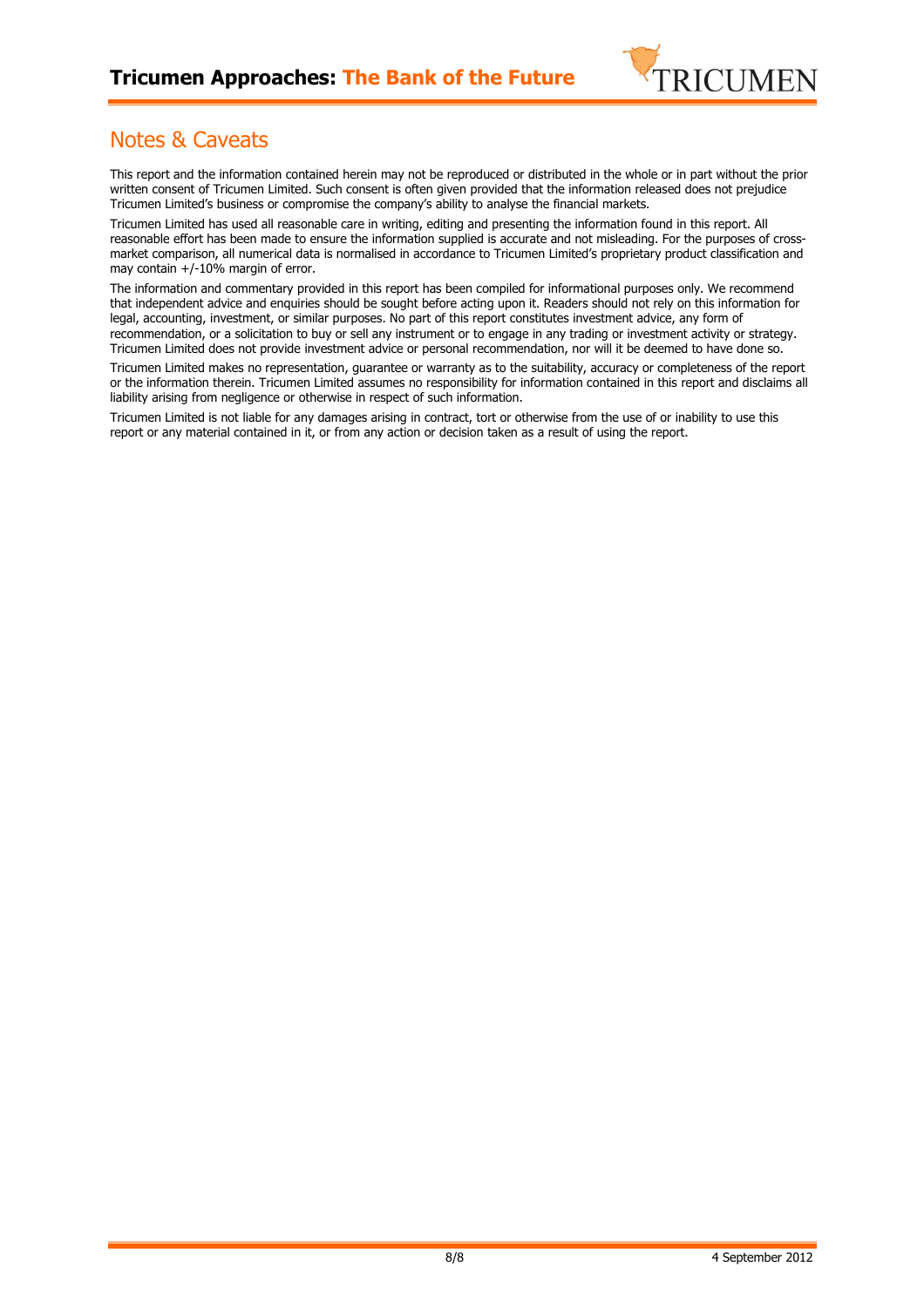## Notes & Caveats

This report and the information contained herein may not be reproduced or distributed in the whole or in part without the prior written consent of Tricumen Limited. Such consent is often given provided that the information released does not prejudice Tricumen Limited's business or compromise the company's ability to analyse the financial markets.

Tricumen Limited has used all reasonable care in writing, editing and presenting the information found in this report. All reasonable effort has been made to ensure the information supplied is accurate and not misleading. For the purposes of cross-market comparison, all numerical data is normalised in accordance to Tricumen Limited's proprietary product classification and may contain +/-10% margin of error.

The information and commentary provided in this report has been compiled for informational purposes only. We recommend that independent advice and enquiries should be sought before acting upon it. Readers should not rely on this information for legal, accounting, investment, or similar purposes. No part of this report constitutes investment advice, any form of recommendation, or a solicitation to buy or sell any instrument or to engage in any trading or investment activity or strategy. Tricumen Limited does not provide investment advice or personal recommendation, nor will it be deemed to have done so.

Tricumen Limited makes no representation, guarantee or warranty as to the suitability, accuracy or completeness of the report or the information therein. Tricumen Limited assumes no responsibility for information contained in this report and disclaims all liability arising from negligence or otherwise in respect of such information.

Tricumen Limited is not liable for any damages arising in contract, tort or otherwise from the use of or inability to use this report or any material contained in it, or from any action or decision taken as a result of using the report.